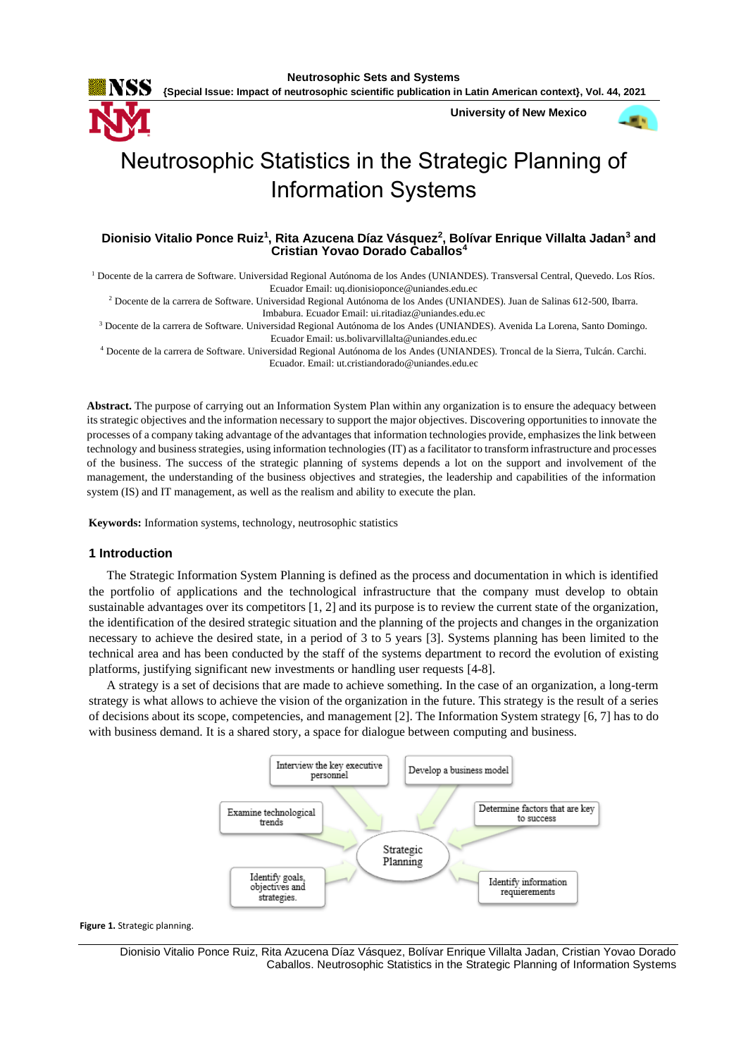# Neutrosophic Statistics in the Strategic Planning of Information Systems

**Dionisio Vitalio Ponce Ruiz[1], Rita Azucena Díaz Vásquez[2], Bolívar Enrique Villalta Jadan[3] and Cristian Yovao Dorado Caballos[4]**

[1] Docente de la carrera de Software. Universidad Regional Autónoma de los Andes (UNIANDES). Transversal Central, Quevedo. Los Ríos. Ecuador Email: uq.dionisioponce@uniandes.edu.ec

[2] Docente de la carrera de Software. Universidad Regional Autónoma de los Andes (UNIANDES). Juan de Salinas 612-500, Ibarra. Imbabura. Ecuador Email: ui.ritadiaz@uniandes.edu.ec

[3] Docente de la carrera de Software. Universidad Regional Autónoma de los Andes (UNIANDES). Avenida La Lorena, Santo Domingo. Ecuador Email: us.bolivarvillalta@uniandes.edu.ec

[4] Docente de la carrera de Software. Universidad Regional Autónoma de los Andes (UNIANDES). Troncal de la Sierra, Tulcán. Carchi. Ecuador. Email: ut.cristiandorado@uniandes.edu.ec

**Abstract.** The purpose of carrying out an Information System Plan within any organization is to ensure the adequacy between its strategic objectives and the information necessary to support the major objectives. Discovering opportunities to innovate the processes of a company taking advantage of the advantages that information technologies provide, emphasizes the link between technology and business strategies, using information technologies (IT) as a facilitator to transform infrastructure and processes of the business. The success of the strategic planning of systems depends a lot on the support and involvement of the management, the understanding of the business objectives and strategies, the leadership and capabilities of the information system (IS) and IT management, as well as the realism and ability to execute the plan.

**Keywords:** Information systems, technology, neutrosophic statistics

## 1 Introduction

The Strategic Information System Planning is defined as the process and documentation in which is identified the portfolio of applications and the technological infrastructure that the company must develop to obtain sustainable advantages over its competitors [1, 2] and its purpose is to review the current state of the organization, the identification of the desired strategic situation and the planning of the projects and changes in the organization necessary to achieve the desired state, in a period of 3 to 5 years [3]. Systems planning has been limited to the technical area and has been conducted by the staff of the systems department to record the evolution of existing platforms, justifying significant new investments or handling user requests [4-8].

A strategy is a set of decisions that are made to achieve something. In the case of an organization, a long-term strategy is what allows to achieve the vision of the organization in the future. This strategy is the result of a series of decisions about its scope, competencies, and management [2]. The Information System strategy [6, 7] has to do with business demand. It is a shared story, a space for dialogue between computing and business.

Interview the key executive personnel | Develop a business model | Examine technological trends | Determine factors that are key to success | Strategic Planning | Identify goals, objectives and strategies. | Identify information requierements

**Figure 1.** Strategic planning.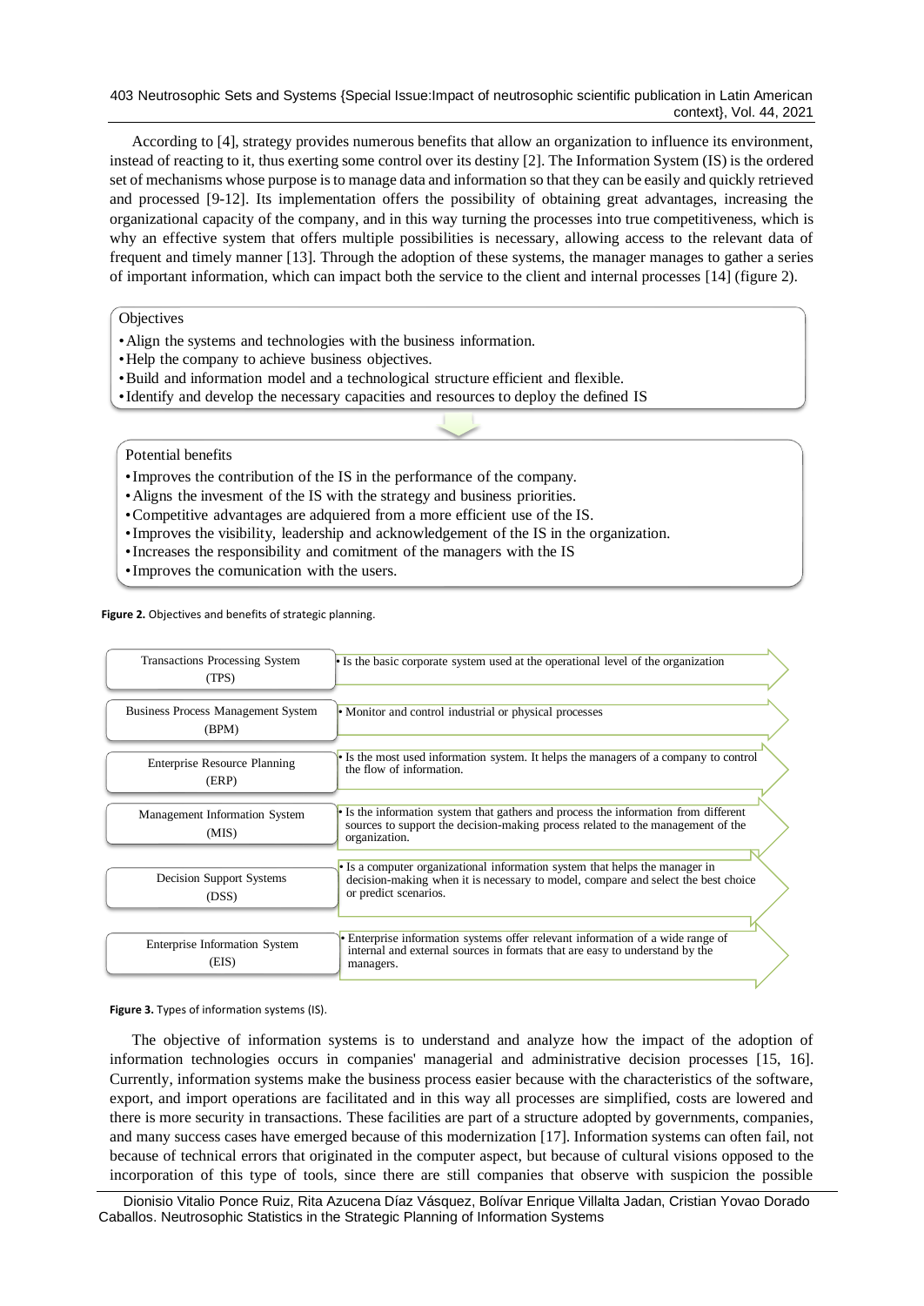According to [4], strategy provides numerous benefits that allow an organization to influence its environment, instead of reacting to it, thus exerting some control over its destiny [2]. The Information System (IS) is the ordered set of mechanisms whose purpose is to manage data and information so that they can be easily and quickly retrieved and processed [9-12]. Its implementation offers the possibility of obtaining great advantages, increasing the organizational capacity of the company, and in this way turning the processes into true competitiveness, which is why an effective system that offers multiple possibilities is necessary, allowing access to the relevant data of frequent and timely manner [13]. Through the adoption of these systems, the manager manages to gather a series of important information, which can impact both the service to the client and internal processes [14] (figure 2).

Objectives

- Align the systems and technologies with the business information.
- Help the company to achieve business objectives.
- Build and information model and a technological structure efficient and flexible.
- Identify and develop the necessary capacities and resources to deploy the defined IS

Potential benefits

- Improves the contribution of the IS in the performance of the company.
- Aligns the invesment of the IS with the strategy and business priorities.
- Competitive advantages are adquiered from a more efficient use of the IS.
- Improves the visibility, leadership and acknowledgement of the IS in the organization.
- Increases the responsibility and comitment of the managers with the IS
- Improves the comunication with the users.

**Figure 2.** Objectives and benefits of strategic planning.

| System | Description |
|---|---|
| Transactions Processing System (TPS) | • Is the basic corporate system used at the operational level of the organization |
| Business Process Management System (BPM) | • Monitor and control industrial or physical processes |
| Enterprise Resource Planning (ERP) | • Is the most used information system. It helps the managers of a company to control the flow of information. |
| Management Information System (MIS) | • Is the information system that gathers and process the information from different sources to support the decision-making process related to the management of the organization. |
| Decision Support Systems (DSS) | • Is a computer organizational information system that helps the manager in decision-making when it is necessary to model, compare and select the best choice or predict scenarios. |
| Enterprise Information System (EIS) | • Enterprise information systems offer relevant information of a wide range of internal and external sources in formats that are easy to understand by the managers. |

**Figure 3.** Types of information systems (IS).

The objective of information systems is to understand and analyze how the impact of the adoption of information technologies occurs in companies' managerial and administrative decision processes [15, 16]. Currently, information systems make the business process easier because with the characteristics of the software, export, and import operations are facilitated and in this way all processes are simplified, costs are lowered and there is more security in transactions. These facilities are part of a structure adopted by governments, companies, and many success cases have emerged because of this modernization [17]. Information systems can often fail, not because of technical errors that originated in the computer aspect, but because of cultural visions opposed to the incorporation of this type of tools, since there are still companies that observe with suspicion the possible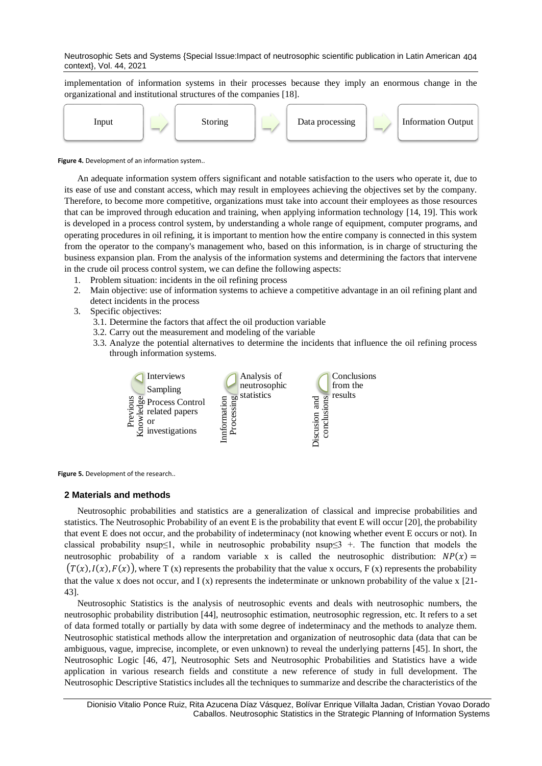implementation of information systems in their processes because they imply an enormous change in the organizational and institutional structures of the companies [18].

Input → Storing → Data processing → Information Output

**Figure 4.** Development of an information system..

An adequate information system offers significant and notable satisfaction to the users who operate it, due to its ease of use and constant access, which may result in employees achieving the objectives set by the company. Therefore, to become more competitive, organizations must take into account their employees as those resources that can be improved through education and training, when applying information technology [14, 19]. This work is developed in a process control system, by understanding a whole range of equipment, computer programs, and operating procedures in oil refining, it is important to mention how the entire company is connected in this system from the operator to the company's management who, based on this information, is in charge of structuring the business expansion plan. From the analysis of the information systems and determining the factors that intervene in the crude oil process control system, we can define the following aspects:

1. Problem situation: incidents in the oil refining process
2. Main objective: use of information systems to achieve a competitive advantage in an oil refining plant and detect incidents in the process
3. Specific objectives:
   - 3.1. Determine the factors that affect the oil production variable
   - 3.2. Carry out the measurement and modeling of the variable
   - 3.3. Analyze the potential alternatives to determine the incidents that influence the oil refining process through information systems.

Previous Knowledge: Interviews; Sampling; Process Control related papers or investigations

Innformation Processing: Analysis of neutrosophic statistics

Discusion and conclusions: Conclusions from the results

**Figure 5.** Development of the research..

## 2 Materials and methods

Neutrosophic probabilities and statistics are a generalization of classical and imprecise probabilities and statistics. The Neutrosophic Probability of an event E is the probability that event E will occur [20], the probability that event E does not occur, and the probability of indeterminacy (not knowing whether event E occurs or not). In classical probability nsup≤1, while in neutrosophic probability nsup≤3 +. The function that models the neutrosophic probability of a random variable x is called the neutrosophic distribution: $NP(x) = (T(x), I(x), F(x))$, where T (x) represents the probability that the value x occurs, F (x) represents the probability that the value x does not occur, and I (x) represents the indeterminate or unknown probability of the value x [21-43].

Neutrosophic Statistics is the analysis of neutrosophic events and deals with neutrosophic numbers, the neutrosophic probability distribution [44], neutrosophic estimation, neutrosophic regression, etc. It refers to a set of data formed totally or partially by data with some degree of indeterminacy and the methods to analyze them. Neutrosophic statistical methods allow the interpretation and organization of neutrosophic data (data that can be ambiguous, vague, imprecise, incomplete, or even unknown) to reveal the underlying patterns [45]. In short, the Neutrosophic Logic [46, 47], Neutrosophic Sets and Neutrosophic Probabilities and Statistics have a wide application in various research fields and constitute a new reference of study in full development. The Neutrosophic Descriptive Statistics includes all the techniques to summarize and describe the characteristics of the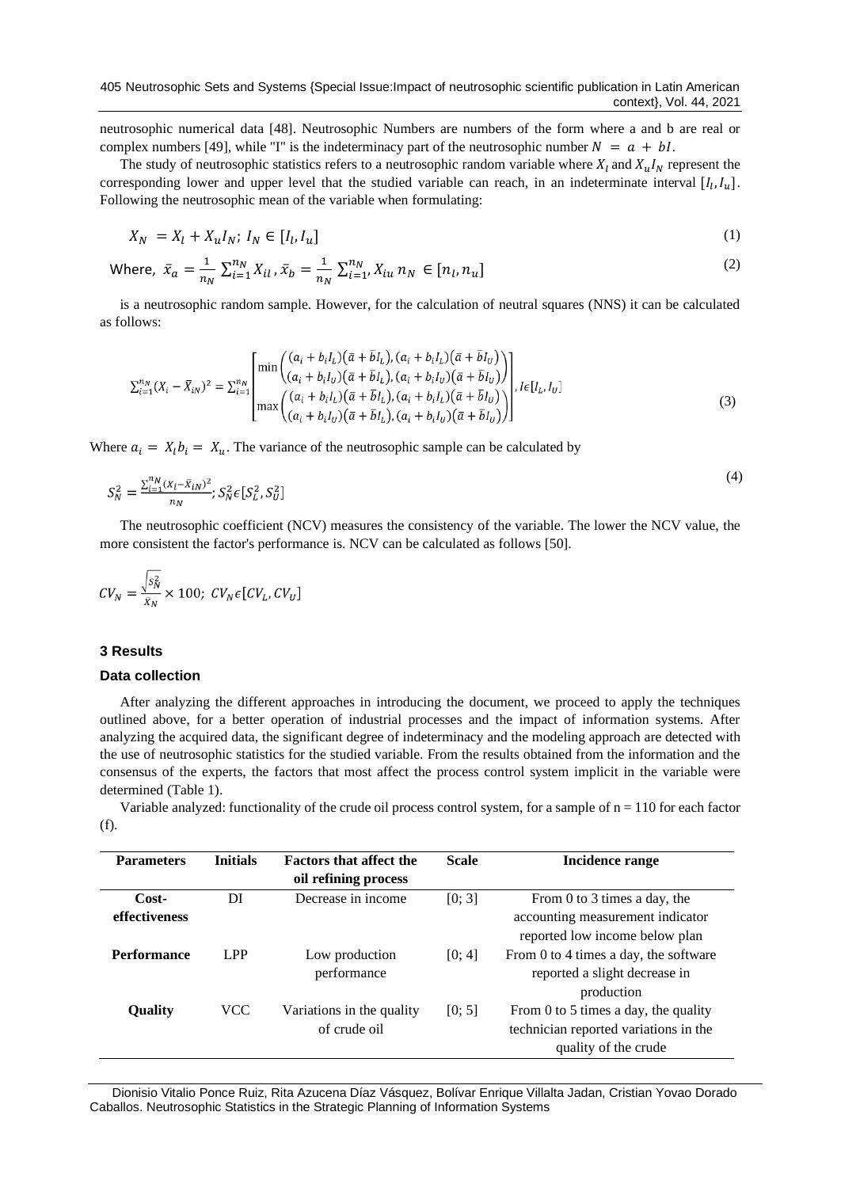neutrosophic numerical data [48]. Neutrosophic Numbers are numbers of the form where a and b are real or complex numbers [49], while "I" is the indeterminacy part of the neutrosophic number $N = a + bI$.

The study of neutrosophic statistics refers to a neutrosophic random variable where $X_l$ and $X_u I_N$ represent the corresponding lower and upper level that the studied variable can reach, in an indeterminate interval $[I_l, I_u]$. Following the neutrosophic mean of the variable when formulating:

$$X_N = X_l + X_u I_N;\ I_N \in [I_l, I_u] \tag{1}$$

$$\text{Where, } \bar{x}_a = \frac{1}{n_N}\sum_{i=1}^{n_N} X_{il},\ \bar{x}_b = \frac{1}{n_N}\sum_{i=1}^{n_N}, X_{iu}\ n_N \in [n_l, n_u] \tag{2}$$

is a neutrosophic random sample. However, for the calculation of neutral squares (NNS) it can be calculated as follows:

$$\sum_{i=1}^{n_N}(X_i - \bar{X}_{iN})^2 = \sum_{i=1}^{n_N}\begin{bmatrix} \min\begin{pmatrix} (a_i + b_i I_L)(\bar{a} + \bar{b} I_L), (a_i + b_i I_L)(\bar{a} + \bar{b} I_U) \\ (a_i + b_i I_U)(\bar{a} + \bar{b} I_L), (a_i + b_i I_U)(\bar{a} + \bar{b} I_U) \end{pmatrix} \\ \max\begin{pmatrix} (a_i + b_i I_L)(\bar{a} + \bar{b} I_L), (a_i + b_i I_L)(\bar{a} + \bar{b} I_U) \\ (a_i + b_i I_U)(\bar{a} + \bar{b} I_L), (a_i + b_i I_U)(\bar{a} + \bar{b} I_U) \end{pmatrix} \end{bmatrix}, I \epsilon [I_L, I_U] \tag{3}$$

Where $a_i = X_l b_i = X_u$. The variance of the neutrosophic sample can be calculated by

$$S_N^2 = \frac{\sum_{i=1}^{n_N}(X_i - \bar{X}_{iN})^2}{n_N};\ S_N^2 \epsilon [S_L^2, S_U^2] \tag{4}$$

The neutrosophic coefficient (NCV) measures the consistency of the variable. The lower the NCV value, the more consistent the factor's performance is. NCV can be calculated as follows [50].

$$CV_N = \frac{\sqrt{S_N^2}}{\bar{X}_N} \times 100;\ CV_N \epsilon [CV_L, CV_U]$$

## 3 Results

### Data collection

After analyzing the different approaches in introducing the document, we proceed to apply the techniques outlined above, for a better operation of industrial processes and the impact of information systems. After analyzing the acquired data, the significant degree of indeterminacy and the modeling approach are detected with the use of neutrosophic statistics for the studied variable. From the results obtained from the information and the consensus of the experts, the factors that most affect the process control system implicit in the variable were determined (Table 1).

Variable analyzed: functionality of the crude oil process control system, for a sample of n = 110 for each factor (f).

| Parameters | Initials | Factors that affect the oil refining process | Scale | Incidence range |
|---|---|---|---|---|
| **Cost-effectiveness** | DI | Decrease in income | [0; 3] | From 0 to 3 times a day, the accounting measurement indicator reported low income below plan |
| **Performance** | LPP | Low production performance | [0; 4] | From 0 to 4 times a day, the software reported a slight decrease in production |
| **Quality** | VCC | Variations in the quality of crude oil | [0; 5] | From 0 to 5 times a day, the quality technician reported variations in the quality of the crude |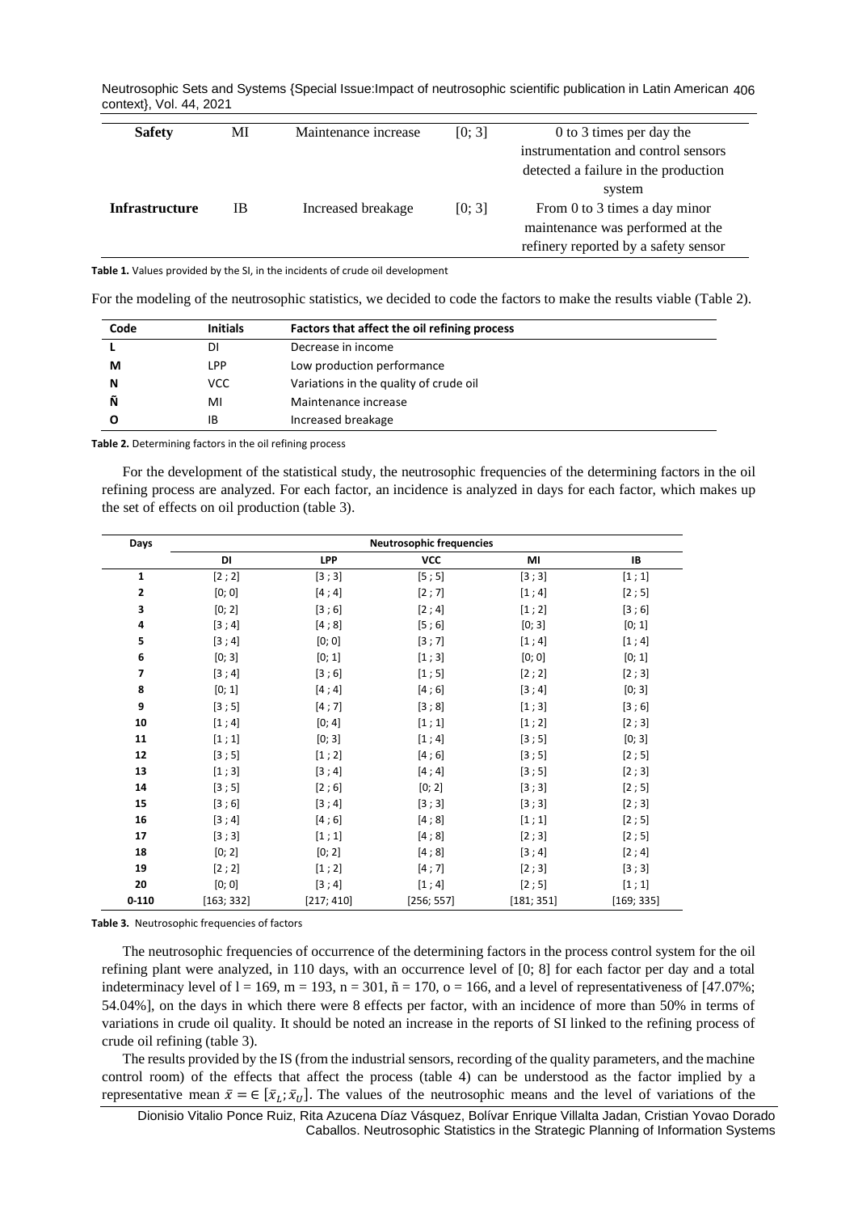| Safety | MI | Maintenance increase | [0; 3] | 0 to 3 times per day the instrumentation and control sensors detected a failure in the production system |
|---|---|---|---|---|
| **Infrastructure** | IB | Increased breakage | [0; 3] | From 0 to 3 times a day minor maintenance was performed at the refinery reported by a safety sensor |

**Table 1.** Values provided by the SI, in the incidents of crude oil development

For the modeling of the neutrosophic statistics, we decided to code the factors to make the results viable (Table 2).

| Code | Initials | Factors that affect the oil refining process |
|---|---|---|
| L | DI | Decrease in income |
| M | LPP | Low production performance |
| N | VCC | Variations in the quality of crude oil |
| Ñ | MI | Maintenance increase |
| O | IB | Increased breakage |

**Table 2.** Determining factors in the oil refining process

For the development of the statistical study, the neutrosophic frequencies of the determining factors in the oil refining process are analyzed. For each factor, an incidence is analyzed in days for each factor, which makes up the set of effects on oil production (table 3).

| Days | Neutrosophic frequencies | | | | |
|---|---|---|---|---|---|
| | DI | LPP | VCC | MI | IB |
| 1 | [2 ; 2] | [3 ; 3] | [5 ; 5] | [3 ; 3] | [1 ; 1] |
| 2 | [0; 0] | [4 ; 4] | [2 ; 7] | [1 ; 4] | [2 ; 5] |
| 3 | [0; 2] | [3 ; 6] | [2 ; 4] | [1 ; 2] | [3 ; 6] |
| 4 | [3 ; 4] | [4 ; 8] | [5 ; 6] | [0; 3] | [0; 1] |
| 5 | [3 ; 4] | [0; 0] | [3 ; 7] | [1 ; 4] | [1 ; 4] |
| 6 | [0; 3] | [0; 1] | [1 ; 3] | [0; 0] | [0; 1] |
| 7 | [3 ; 4] | [3 ; 6] | [1 ; 5] | [2 ; 2] | [2 ; 3] |
| 8 | [0; 1] | [4 ; 4] | [4 ; 6] | [3 ; 4] | [0; 3] |
| 9 | [3 ; 5] | [4 ; 7] | [3 ; 8] | [1 ; 3] | [3 ; 6] |
| 10 | [1 ; 4] | [0; 4] | [1 ; 1] | [1 ; 2] | [2 ; 3] |
| 11 | [1 ; 1] | [0; 3] | [1 ; 4] | [3 ; 5] | [0; 3] |
| 12 | [3 ; 5] | [1 ; 2] | [4 ; 6] | [3 ; 5] | [2 ; 5] |
| 13 | [1 ; 3] | [3 ; 4] | [4 ; 4] | [3 ; 5] | [2 ; 3] |
| 14 | [3 ; 5] | [2 ; 6] | [0; 2] | [3 ; 3] | [2 ; 5] |
| 15 | [3 ; 6] | [3 ; 4] | [3 ; 3] | [3 ; 3] | [2 ; 3] |
| 16 | [3 ; 4] | [4 ; 6] | [4 ; 8] | [1 ; 1] | [2 ; 5] |
| 17 | [3 ; 3] | [1 ; 1] | [4 ; 8] | [2 ; 3] | [2 ; 5] |
| 18 | [0; 2] | [0; 2] | [4 ; 8] | [3 ; 4] | [2 ; 4] |
| 19 | [2 ; 2] | [1 ; 2] | [4 ; 7] | [2 ; 3] | [3 ; 3] |
| 20 | [0; 0] | [3 ; 4] | [1 ; 4] | [2 ; 5] | [1 ; 1] |
| 0-110 | [163; 332] | [217; 410] | [256; 557] | [181; 351] | [169; 335] |

**Table 3.** Neutrosophic frequencies of factors

The neutrosophic frequencies of occurrence of the determining factors in the process control system for the oil refining plant were analyzed, in 110 days, with an occurrence level of [0; 8] for each factor per day and a total indeterminacy level of l = 169, m = 193, n = 301, ñ = 170, o = 166, and a level of representativeness of [47.07%; 54.04%], on the days in which there were 8 effects per factor, with an incidence of more than 50% in terms of variations in crude oil quality. It should be noted an increase in the reports of SI linked to the refining process of crude oil refining (table 3).

The results provided by the IS (from the industrial sensors, recording of the quality parameters, and the machine control room) of the effects that affect the process (table 4) can be understood as the factor implied by a representative mean $\bar{x} = \in [\bar{x}_L; \bar{x}_U]$. The values of the neutrosophic means and the level of variations of the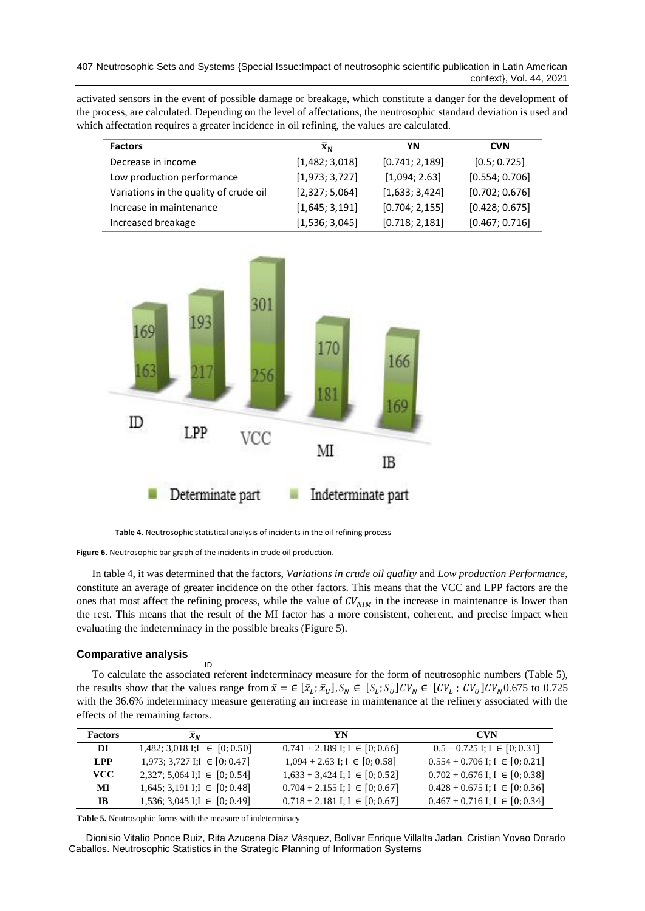activated sensors in the event of possible damage or breakage, which constitute a danger for the development of the process, are calculated. Depending on the level of affectations, the neutrosophic standard deviation is used and which affectation requires a greater incidence in oil refining, the values are calculated.

| Factors | $\bar{x}_N$ | YN | CVN |
|---|---|---|---|
| Decrease in income | [1,482; 3,018] | [0.741; 2,189] | [0.5; 0.725] |
| Low production performance | [1,973; 3,727] | [1,094; 2.63] | [0.554; 0.706] |
| Variations in the quality of crude oil | [2,327; 5,064] | [1,633; 3,424] | [0.702; 0.676] |
| Increase in maintenance | [1,645; 3,191] | [0.704; 2,155] | [0.428; 0.675] |
| Increased breakage | [1,536; 3,045] | [0.718; 2,181] | [0.467; 0.716] |

**Table 4.** Neutrosophic statistical analysis of incidents in the oil refining process

**Figure 6.** Neutrosophic bar graph of the incidents in crude oil production.

In table 4, it was determined that the factors, *Variations in crude oil quality* and *Low production Performance*, constitute an average of greater incidence on the other factors. This means that the VCC and LPP factors are the ones that most affect the refining process, while the value of $CV_{NIM}$ in the increase in maintenance is lower than the rest. This means that the result of the MI factor has a more consistent, coherent, and precise impact when evaluating the indeterminacy in the possible breaks (Figure 5).

### Comparative analysis

To calculate the associated referent indeterminacy measure for the form of neutrosophic numbers (Table 5), the results show that the values range from $\bar{x} = \in [\bar{x}_L; \bar{x}_U], S_N \in [S_L; S_U] CV_N \in [CV_L ; CV_U] CV_N$ 0.675 to 0.725 with the 36.6% indeterminacy measure generating an increase in maintenance at the refinery associated with the effects of the remaining factors.

| Factors | $\bar{x}_N$ | YN | CVN |
|---|---|---|---|
| **DI** | 1,482; 3,018 I;I $\in$ [0; 0.50] | 0.741 + 2.189 I; I $\in$ [0; 0.66] | 0.5 + 0.725 I; I $\in$ [0; 0.31] |
| **LPP** | 1,973; 3,727 I;I $\in$ [0; 0.47] | 1,094 + 2.63 I; I $\in$ [0; 0.58] | 0.554 + 0.706 I; I $\in$ [0; 0.21] |
| **VCC** | 2,327; 5,064 I;I $\in$ [0; 0.54] | 1,633 + 3,424 I; I $\in$ [0; 0.52] | 0.702 + 0.676 I; I $\in$ [0; 0.38] |
| **MI** | 1,645; 3,191 I;I $\in$ [0; 0.48] | 0.704 + 2.155 I; I $\in$ [0; 0.67] | 0.428 + 0.675 I; I $\in$ [0; 0.36] |
| **IB** | 1,536; 3,045 I;I $\in$ [0; 0.49] | 0.718 + 2.181 I; I $\in$ [0; 0.67] | 0.467 + 0.716 I; I $\in$ [0; 0.34] |

**Table 5.** Neutrosophic forms with the measure of indeterminacy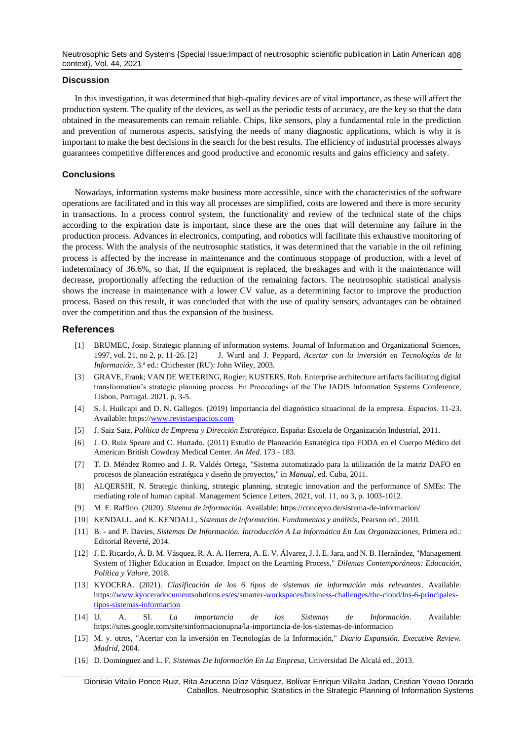## Discussion

In this investigation, it was determined that high-quality devices are of vital importance, as these will affect the production system. The quality of the devices, as well as the periodic tests of accuracy, are the key so that the data obtained in the measurements can remain reliable. Chips, like sensors, play a fundamental role in the prediction and prevention of numerous aspects, satisfying the needs of many diagnostic applications, which is why it is important to make the best decisions in the search for the best results. The efficiency of industrial processes always guarantees competitive differences and good productive and economic results and gains efficiency and safety.

## Conclusions

Nowadays, information systems make business more accessible, since with the characteristics of the software operations are facilitated and in this way all processes are simplified, costs are lowered and there is more security in transactions. In a process control system, the functionality and review of the technical state of the chips according to the expiration date is important, since these are the ones that will determine any failure in the production process. Advances in electronics, computing, and robotics will facilitate this exhaustive monitoring of the process. With the analysis of the neutrosophic statistics, it was determined that the variable in the oil refining process is affected by the increase in maintenance and the continuous stoppage of production, with a level of indeterminacy of 36.6%, so that, If the equipment is replaced, the breakages and with it the maintenance will decrease, proportionally affecting the reduction of the remaining factors. The neutrosophic statistical analysis shows the increase in maintenance with a lower CV value, as a determining factor to improve the production process. Based on this result, it was concluded that with the use of quality sensors, advantages can be obtained over the competition and thus the expansion of the business.

## References

[1] BRUMEC, Josip. Strategic planning of information systems. Journal of Information and Organizational Sciences, 1997, vol. 21, no 2, p. 11-26. [2] J. Ward and J. Peppard, *Acertar con la inversión en Tecnologías de la Información*, 3.ª ed.: Chichester (RU): John Wiley, 2003.

[3] GRAVE, Frank; VAN DE WETERING, Rogier; KUSTERS, Rob. Enterprise architecture artifacts facilitating digital transformation's strategic planning process. En Proceedings of the The IADIS Information Systems Conference, Lisbon, Portugal. 2021. p. 3-5.

[4] S. I. Huilcapi and D. N. Gallegos. (2019) Importancia del diagnóstico situacional de la empresa. *Espacios*. 11-23. Available: https://www.revistaespacios.com

[5] J. Saiz Saiz, *Política de Empresa y Dirección Estratégica*. España: Escuela de Organización Industrial, 2011.

[6] J. O. Ruiz Speare and C. Hurtado. (2011) Estudio de Planeación Estratégica tipo FODA en el Cuerpo Médico del American British Cowdray Medical Center. *An Med*. 173 - 183.

[7] T. D. Méndez Romeo and J. R. Valdés Ortega, "Sistema automatizado para la utilización de la matriz DAFO en procesos de planeación estratégica y diseño de proyectos," in *Manual*, ed. Cuba, 2011.

[8] ALQERSHI, N. Strategic thinking, strategic planning, strategic innovation and the performance of SMEs: The mediating role of human capital. Management Science Letters, 2021, vol. 11, no 3, p. 1003-1012.

[9] M. E. Raffino. (2020). *Sistema de información*. Available: https://concepto.de/sistema-de-informacion/

[10] KENDALL. and K. KENDALL, *Sistemas de información: Fundamentos y análisis*, Pearson ed., 2010.

[11] B. - and P. Davies, *Sistemas De Información. Introducción A La Informática En Las Organizaciones*, Primera ed.: Editorial Reverté, 2014.

[12] J. E. Ricardo, Á. B. M. Vásquez, R. A. A. Herrera, A. E. V. Álvarez, J. I. E. Jara, and N. B. Hernández, "Management System of Higher Education in Ecuador. Impact on the Learning Process," *Dilemas Contemporáneos: Educación, Política y Valore*, 2018.

[13] KYOCERA. (2021). *Clasificación de los 6 tipos de sistemas de información más relevantes*. Available: https://www.kyoceradocumentsolutions.es/es/smarter-workspaces/business-challenges/the-cloud/los-6-principales-tipos-sistemas-informacion

[14] U. A. SI. *La importancia de los Sistemas de Información*. Available: https://sites.google.com/site/sinformacionupna/la-importancia-de-los-sistemas-de-informacion

[15] M. y. otros, "Acertar con la inversión en Tecnologías de la Información," *Diario Expansión. Executive Review. Madrid*, 2004.

[16] D. Domínguez and L. F, *Sistemas De Información En La Empresa*, Universidad De Alcalá ed., 2013.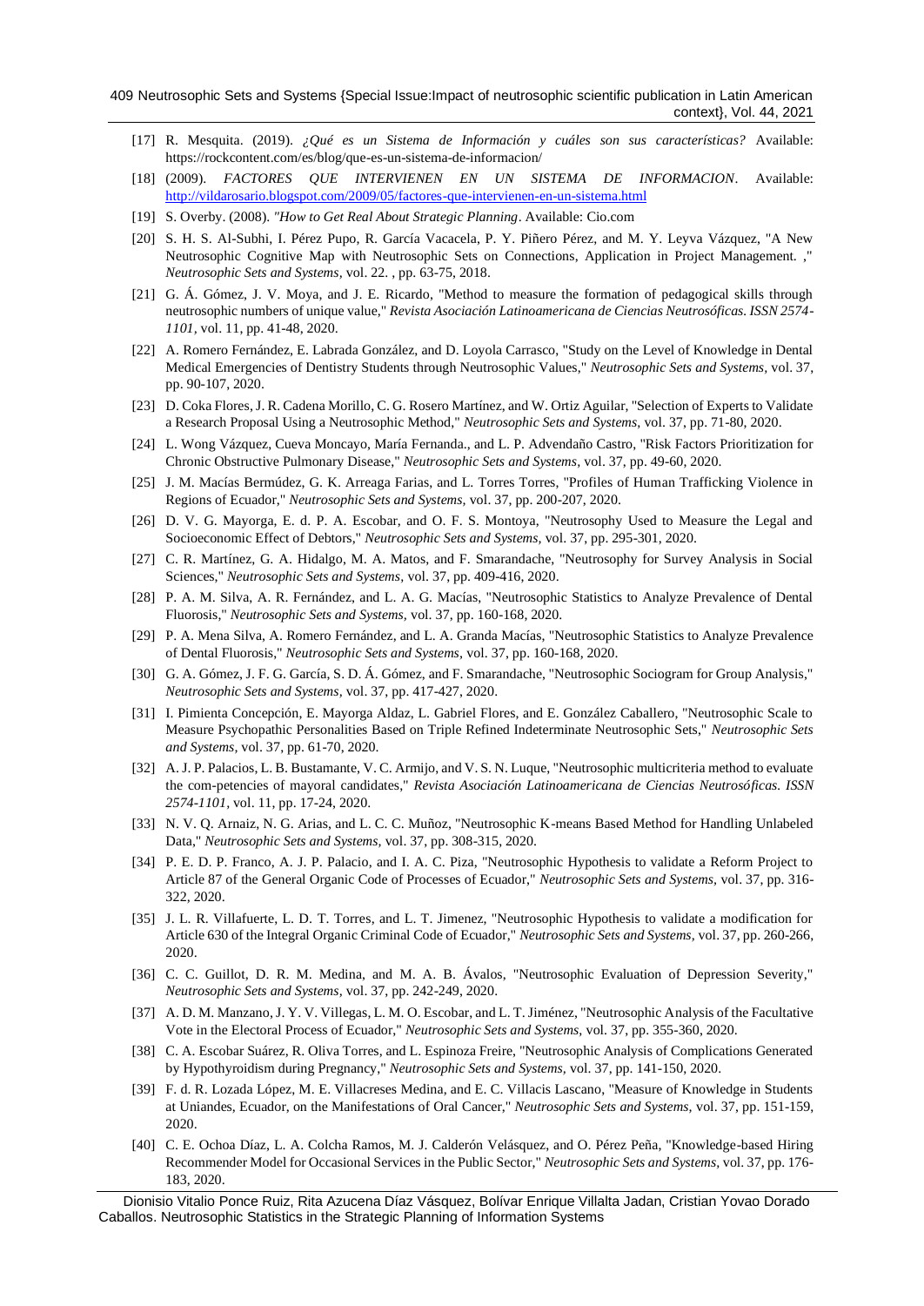[17] R. Mesquita. (2019). *¿Qué es un Sistema de Información y cuáles son sus características?* Available: https://rockcontent.com/es/blog/que-es-un-sistema-de-informacion/

[18] (2009). *FACTORES QUE INTERVIENEN EN UN SISTEMA DE INFORMACION*. Available: http://vildarosario.blogspot.com/2009/05/factores-que-intervienen-en-un-sistema.html

[19] S. Overby. (2008). *"How to Get Real About Strategic Planning*. Available: Cio.com

[20] S. H. S. Al-Subhi, I. Pérez Pupo, R. García Vacacela, P. Y. Piñero Pérez, and M. Y. Leyva Vázquez, "A New Neutrosophic Cognitive Map with Neutrosophic Sets on Connections, Application in Project Management. ," *Neutrosophic Sets and Systems,* vol. 22. , pp. 63-75, 2018.

[21] G. Á. Gómez, J. V. Moya, and J. E. Ricardo, "Method to measure the formation of pedagogical skills through neutrosophic numbers of unique value," *Revista Asociación Latinoamericana de Ciencias Neutrosóficas. ISSN 2574-1101,* vol. 11, pp. 41-48, 2020.

[22] A. Romero Fernández, E. Labrada González, and D. Loyola Carrasco, "Study on the Level of Knowledge in Dental Medical Emergencies of Dentistry Students through Neutrosophic Values," *Neutrosophic Sets and Systems,* vol. 37, pp. 90-107, 2020.

[23] D. Coka Flores, J. R. Cadena Morillo, C. G. Rosero Martínez, and W. Ortiz Aguilar, "Selection of Experts to Validate a Research Proposal Using a Neutrosophic Method," *Neutrosophic Sets and Systems,* vol. 37, pp. 71-80, 2020.

[24] L. Wong Vázquez, Cueva Moncayo, María Fernanda., and L. P. Advendaño Castro, "Risk Factors Prioritization for Chronic Obstructive Pulmonary Disease," *Neutrosophic Sets and Systems,* vol. 37, pp. 49-60, 2020.

[25] J. M. Macías Bermúdez, G. K. Arreaga Farias, and L. Torres Torres, "Profiles of Human Trafficking Violence in Regions of Ecuador," *Neutrosophic Sets and Systems,* vol. 37, pp. 200-207, 2020.

[26] D. V. G. Mayorga, E. d. P. A. Escobar, and O. F. S. Montoya, "Neutrosophy Used to Measure the Legal and Socioeconomic Effect of Debtors," *Neutrosophic Sets and Systems,* vol. 37, pp. 295-301, 2020.

[27] C. R. Martínez, G. A. Hidalgo, M. A. Matos, and F. Smarandache, "Neutrosophy for Survey Analysis in Social Sciences," *Neutrosophic Sets and Systems,* vol. 37, pp. 409-416, 2020.

[28] P. A. M. Silva, A. R. Fernández, and L. A. G. Macías, "Neutrosophic Statistics to Analyze Prevalence of Dental Fluorosis," *Neutrosophic Sets and Systems,* vol. 37, pp. 160-168, 2020.

[29] P. A. Mena Silva, A. Romero Fernández, and L. A. Granda Macías, "Neutrosophic Statistics to Analyze Prevalence of Dental Fluorosis," *Neutrosophic Sets and Systems,* vol. 37, pp. 160-168, 2020.

[30] G. A. Gómez, J. F. G. García, S. D. Á. Gómez, and F. Smarandache, "Neutrosophic Sociogram for Group Analysis," *Neutrosophic Sets and Systems,* vol. 37, pp. 417-427, 2020.

[31] I. Pimienta Concepción, E. Mayorga Aldaz, L. Gabriel Flores, and E. González Caballero, "Neutrosophic Scale to Measure Psychopathic Personalities Based on Triple Refined Indeterminate Neutrosophic Sets," *Neutrosophic Sets and Systems,* vol. 37, pp. 61-70, 2020.

[32] A. J. P. Palacios, L. B. Bustamante, V. C. Armijo, and V. S. N. Luque, "Neutrosophic multicriteria method to evaluate the com-petencies of mayoral candidates," *Revista Asociación Latinoamericana de Ciencias Neutrosóficas. ISSN 2574-1101,* vol. 11, pp. 17-24, 2020.

[33] N. V. Q. Arnaiz, N. G. Arias, and L. C. C. Muñoz, "Neutrosophic K-means Based Method for Handling Unlabeled Data," *Neutrosophic Sets and Systems,* vol. 37, pp. 308-315, 2020.

[34] P. E. D. P. Franco, A. J. P. Palacio, and I. A. C. Piza, "Neutrosophic Hypothesis to validate a Reform Project to Article 87 of the General Organic Code of Processes of Ecuador," *Neutrosophic Sets and Systems,* vol. 37, pp. 316-322, 2020.

[35] J. L. R. Villafuerte, L. D. T. Torres, and L. T. Jimenez, "Neutrosophic Hypothesis to validate a modification for Article 630 of the Integral Organic Criminal Code of Ecuador," *Neutrosophic Sets and Systems,* vol. 37, pp. 260-266, 2020.

[36] C. C. Guillot, D. R. M. Medina, and M. A. B. Ávalos, "Neutrosophic Evaluation of Depression Severity," *Neutrosophic Sets and Systems,* vol. 37, pp. 242-249, 2020.

[37] A. D. M. Manzano, J. Y. V. Villegas, L. M. O. Escobar, and L. T. Jiménez, "Neutrosophic Analysis of the Facultative Vote in the Electoral Process of Ecuador," *Neutrosophic Sets and Systems,* vol. 37, pp. 355-360, 2020.

[38] C. A. Escobar Suárez, R. Oliva Torres, and L. Espinoza Freire, "Neutrosophic Analysis of Complications Generated by Hypothyroidism during Pregnancy," *Neutrosophic Sets and Systems,* vol. 37, pp. 141-150, 2020.

[39] F. d. R. Lozada López, M. E. Villacreses Medina, and E. C. Villacis Lascano, "Measure of Knowledge in Students at Uniandes, Ecuador, on the Manifestations of Oral Cancer," *Neutrosophic Sets and Systems,* vol. 37, pp. 151-159, 2020.

[40] C. E. Ochoa Díaz, L. A. Colcha Ramos, M. J. Calderón Velásquez, and O. Pérez Peña, "Knowledge-based Hiring Recommender Model for Occasional Services in the Public Sector," *Neutrosophic Sets and Systems,* vol. 37, pp. 176-183, 2020.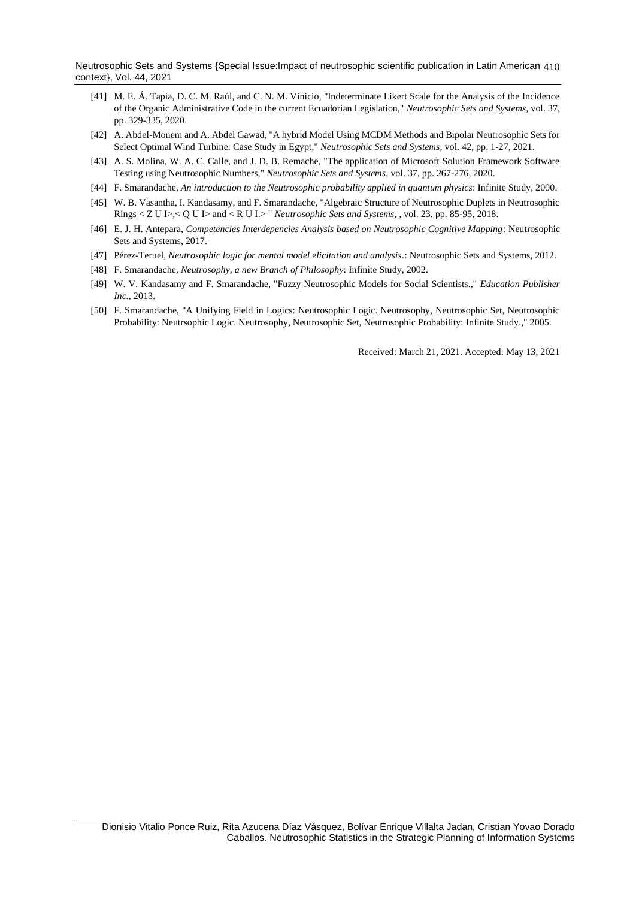[41] M. E. Á. Tapia, D. C. M. Raúl, and C. N. M. Vinicio, "Indeterminate Likert Scale for the Analysis of the Incidence of the Organic Administrative Code in the current Ecuadorian Legislation," *Neutrosophic Sets and Systems*, vol. 37, pp. 329-335, 2020.

[42] A. Abdel-Monem and A. Abdel Gawad, "A hybrid Model Using MCDM Methods and Bipolar Neutrosophic Sets for Select Optimal Wind Turbine: Case Study in Egypt," *Neutrosophic Sets and Systems*, vol. 42, pp. 1-27, 2021.

[43] A. S. Molina, W. A. C. Calle, and J. D. B. Remache, "The application of Microsoft Solution Framework Software Testing using Neutrosophic Numbers," *Neutrosophic Sets and Systems*, vol. 37, pp. 267-276, 2020.

[44] F. Smarandache, *An introduction to the Neutrosophic probability applied in quantum physics*: Infinite Study, 2000.

[45] W. B. Vasantha, I. Kandasamy, and F. Smarandache, "Algebraic Structure of Neutrosophic Duplets in Neutrosophic Rings < Z U I>,< Q U I> and < R U I.> " *Neutrosophic Sets and Systems*, , vol. 23, pp. 85-95, 2018.

[46] E. J. H. Antepara, *Competencies Interdepencies Analysis based on Neutrosophic Cognitive Mapping*: Neutrosophic Sets and Systems, 2017.

[47] Pérez-Teruel, *Neutrosophic logic for mental model elicitation and analysis*.: Neutrosophic Sets and Systems, 2012.

[48] F. Smarandache, *Neutrosophy, a new Branch of Philosophy*: Infinite Study, 2002.

[49] W. V. Kandasamy and F. Smarandache, "Fuzzy Neutrosophic Models for Social Scientists.," *Education Publisher Inc.*, 2013.

[50] F. Smarandache, "A Unifying Field in Logics: Neutrosophic Logic. Neutrosophy, Neutrosophic Set, Neutrosophic Probability: Neutrsophic Logic. Neutrosophy, Neutrosophic Set, Neutrosophic Probability: Infinite Study.," 2005.

Received: March 21, 2021. Accepted: May 13, 2021